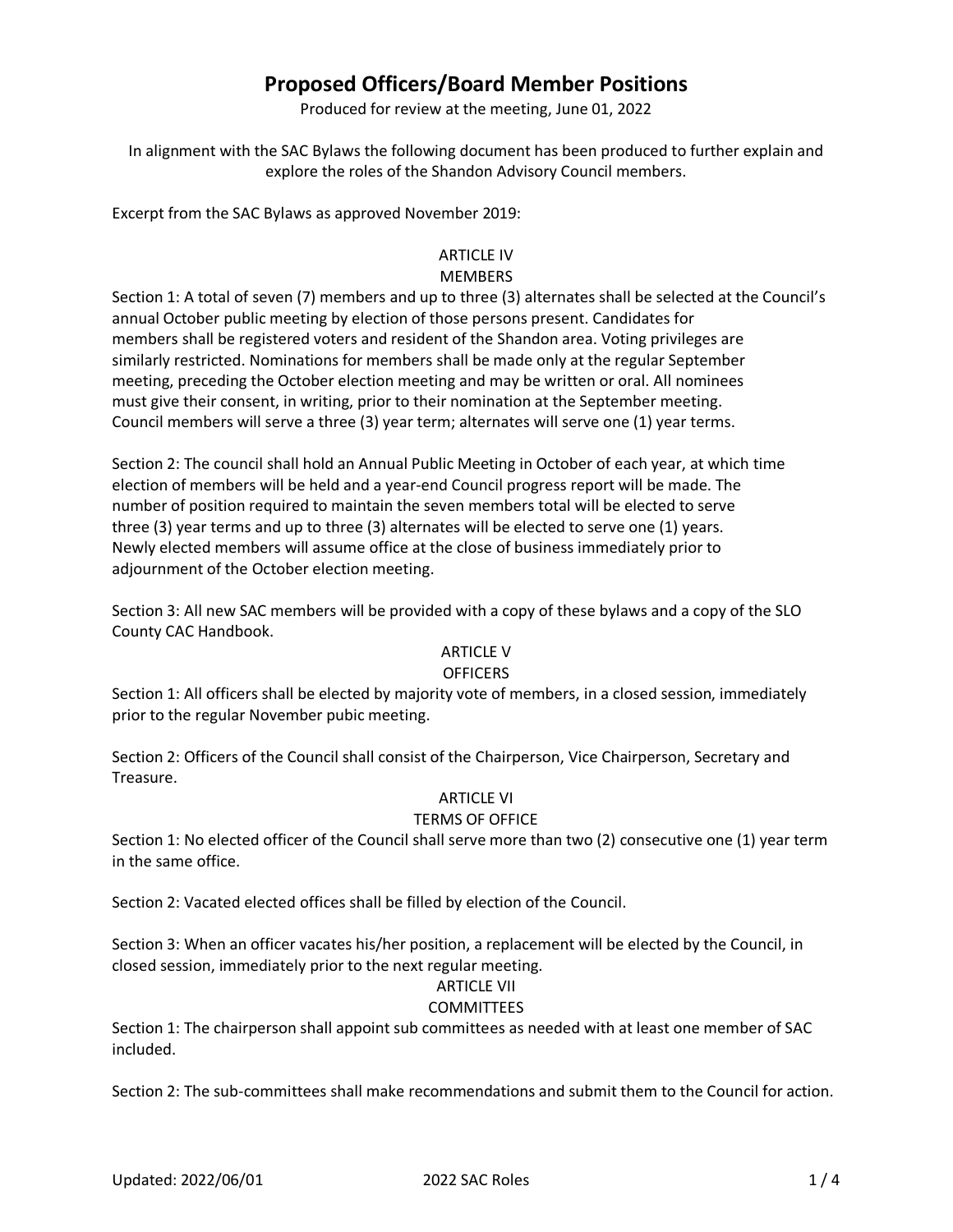# Proposed Officers/Board Member Positions

Produced for review at the meeting, June 01, 2022

In alignment with the SAC Bylaws the following document has been produced to further explain and explore the roles of the Shandon Advisory Council members.

Excerpt from the SAC Bylaws as approved November 2019:

### ARTICLE IV
### MEMBERS

Section 1: A total of seven (7) members and up to three (3) alternates shall be selected at the Council's annual October public meeting by election of those persons present. Candidates for members shall be registered voters and resident of the Shandon area. Voting privileges are similarly restricted. Nominations for members shall be made only at the regular September meeting, preceding the October election meeting and may be written or oral. All nominees must give their consent, in writing, prior to their nomination at the September meeting. Council members will serve a three (3) year term; alternates will serve one (1) year terms.

Section 2: The council shall hold an Annual Public Meeting in October of each year, at which time election of members will be held and a year-end Council progress report will be made. The number of position required to maintain the seven members total will be elected to serve three (3) year terms and up to three (3) alternates will be elected to serve one (1) years. Newly elected members will assume office at the close of business immediately prior to adjournment of the October election meeting.

Section 3: All new SAC members will be provided with a copy of these bylaws and a copy of the SLO County CAC Handbook.

### ARTICLE V
### OFFICERS

Section 1: All officers shall be elected by majority vote of members, in a closed session, immediately prior to the regular November pubic meeting.

Section 2: Officers of the Council shall consist of the Chairperson, Vice Chairperson, Secretary and Treasure.

### ARTICLE VI
### TERMS OF OFFICE

Section 1: No elected officer of the Council shall serve more than two (2) consecutive one (1) year term in the same office.

Section 2: Vacated elected offices shall be filled by election of the Council.

Section 3: When an officer vacates his/her position, a replacement will be elected by the Council, in closed session, immediately prior to the next regular meeting.

### ARTICLE VII
### COMMITTEES

Section 1: The chairperson shall appoint sub committees as needed with at least one member of SAC included.

Section 2: The sub-committees shall make recommendations and submit them to the Council for action.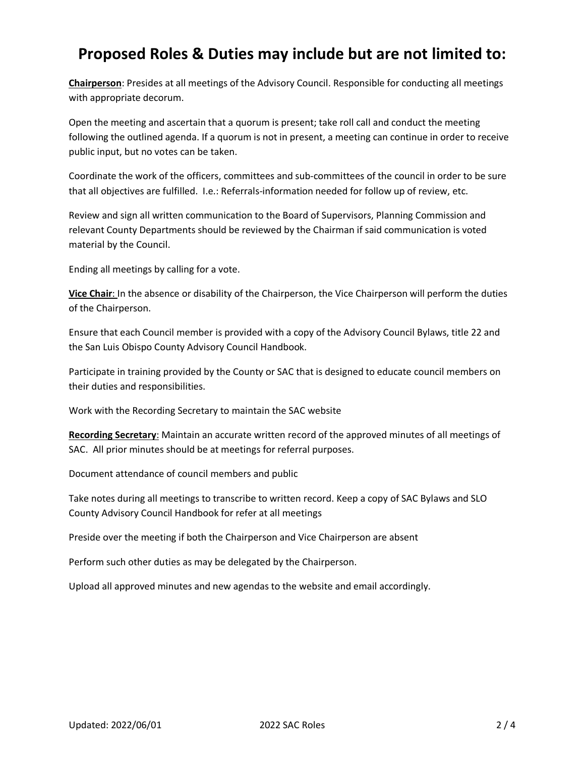# Proposed Roles & Duties may include but are not limited to:

**<u>Chairperson</u>**: Presides at all meetings of the Advisory Council. Responsible for conducting all meetings with appropriate decorum.

Open the meeting and ascertain that a quorum is present; take roll call and conduct the meeting following the outlined agenda. If a quorum is not in present, a meeting can continue in order to receive public input, but no votes can be taken.

Coordinate the work of the officers, committees and sub-committees of the council in order to be sure that all objectives are fulfilled. I.e.: Referrals-information needed for follow up of review, etc.

Review and sign all written communication to the Board of Supervisors, Planning Commission and relevant County Departments should be reviewed by the Chairman if said communication is voted material by the Council.

Ending all meetings by calling for a vote.

**<u>Vice Chair</u>**: In the absence or disability of the Chairperson, the Vice Chairperson will perform the duties of the Chairperson.

Ensure that each Council member is provided with a copy of the Advisory Council Bylaws, title 22 and the San Luis Obispo County Advisory Council Handbook.

Participate in training provided by the County or SAC that is designed to educate council members on their duties and responsibilities.

Work with the Recording Secretary to maintain the SAC website

**<u>Recording Secretary</u>**: Maintain an accurate written record of the approved minutes of all meetings of SAC. All prior minutes should be at meetings for referral purposes.

Document attendance of council members and public

Take notes during all meetings to transcribe to written record. Keep a copy of SAC Bylaws and SLO County Advisory Council Handbook for refer at all meetings

Preside over the meeting if both the Chairperson and Vice Chairperson are absent

Perform such other duties as may be delegated by the Chairperson.

Upload all approved minutes and new agendas to the website and email accordingly.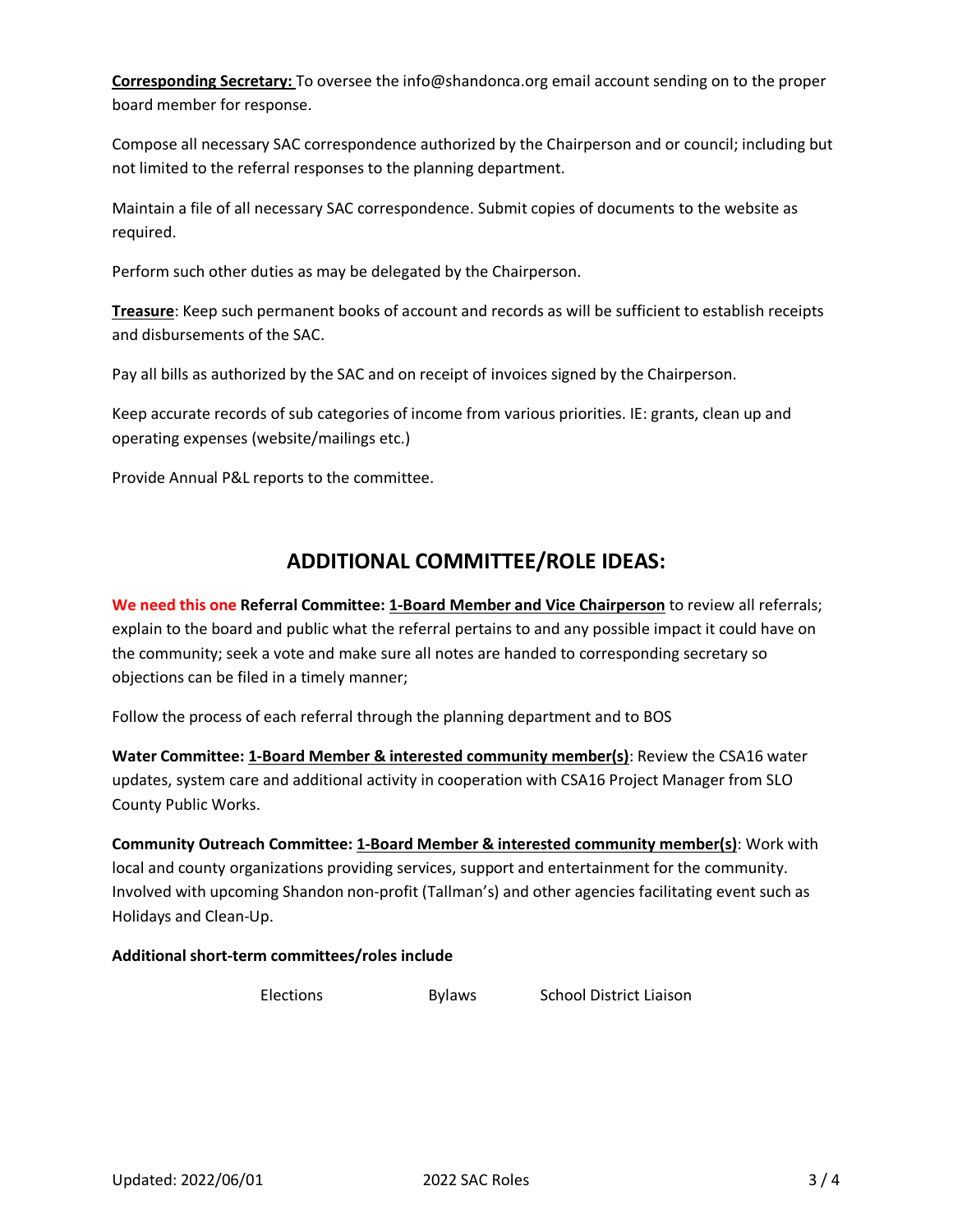**Corresponding Secretary:** To oversee the info@shandonca.org email account sending on to the proper board member for response.

Compose all necessary SAC correspondence authorized by the Chairperson and or council; including but not limited to the referral responses to the planning department.

Maintain a file of all necessary SAC correspondence. Submit copies of documents to the website as required.

Perform such other duties as may be delegated by the Chairperson.

**Treasure**: Keep such permanent books of account and records as will be sufficient to establish receipts and disbursements of the SAC.

Pay all bills as authorized by the SAC and on receipt of invoices signed by the Chairperson.

Keep accurate records of sub categories of income from various priorities. IE: grants, clean up and operating expenses (website/mailings etc.)

Provide Annual P&L reports to the committee.

## ADDITIONAL COMMITTEE/ROLE IDEAS:

We need this one **Referral Committee: 1-Board Member and Vice Chairperson** to review all referrals; explain to the board and public what the referral pertains to and any possible impact it could have on the community; seek a vote and make sure all notes are handed to corresponding secretary so objections can be filed in a timely manner;

Follow the process of each referral through the planning department and to BOS

**Water Committee: 1-Board Member & interested community member(s)**: Review the CSA16 water updates, system care and additional activity in cooperation with CSA16 Project Manager from SLO County Public Works.

**Community Outreach Committee: 1-Board Member & interested community member(s)**: Work with local and county organizations providing services, support and entertainment for the community. Involved with upcoming Shandon non-profit (Tallman's) and other agencies facilitating event such as Holidays and Clean-Up.

**Additional short-term committees/roles include**

Elections        Bylaws        School District Liaison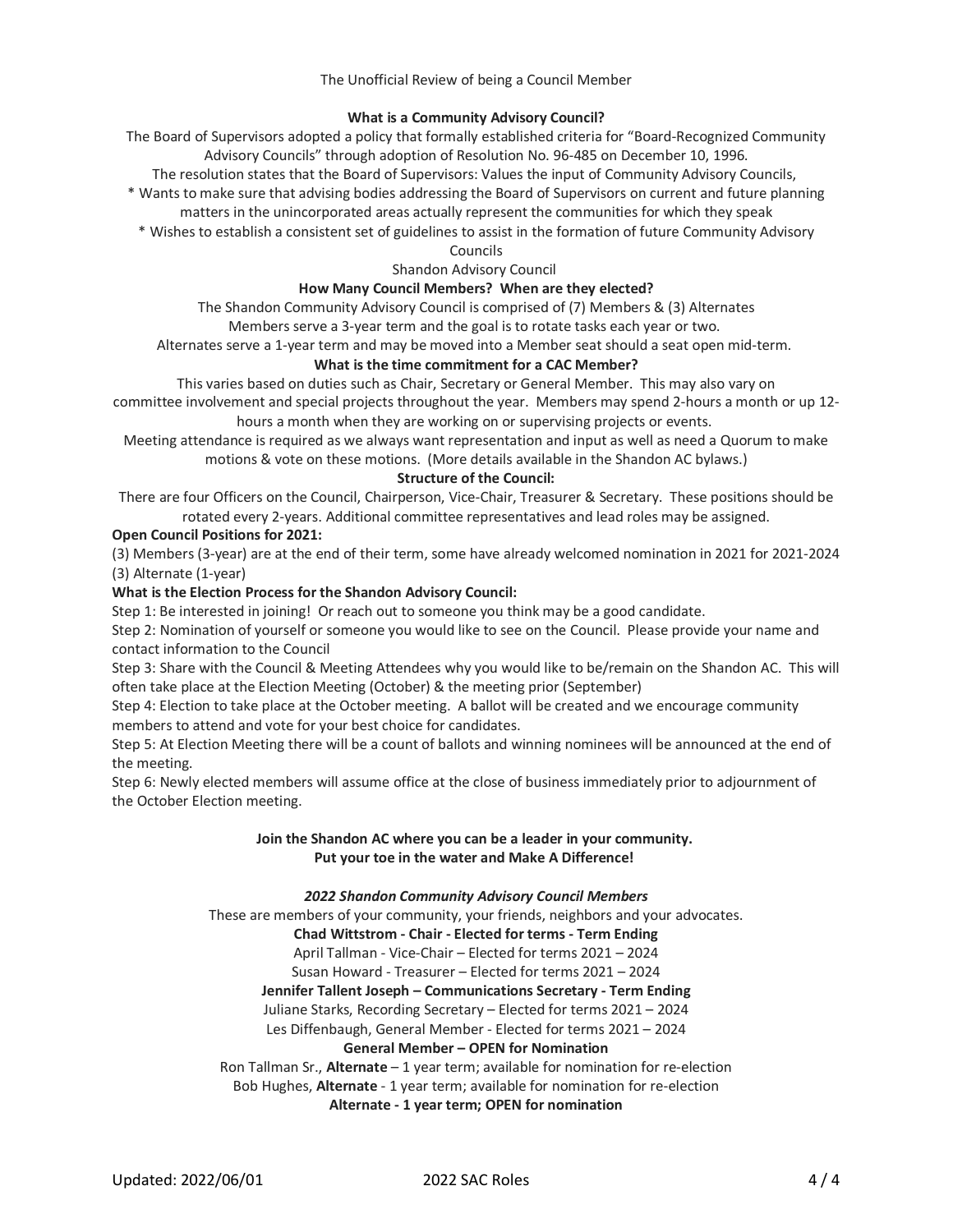The Unofficial Review of being a Council Member

**What is a Community Advisory Council?**

The Board of Supervisors adopted a policy that formally established criteria for "Board-Recognized Community Advisory Councils" through adoption of Resolution No. 96-485 on December 10, 1996.

The resolution states that the Board of Supervisors: Values the input of Community Advisory Councils,

* Wants to make sure that advising bodies addressing the Board of Supervisors on current and future planning matters in the unincorporated areas actually represent the communities for which they speak
* Wishes to establish a consistent set of guidelines to assist in the formation of future Community Advisory Councils

Shandon Advisory Council

**How Many Council Members? When are they elected?**

The Shandon Community Advisory Council is comprised of (7) Members & (3) Alternates

Members serve a 3-year term and the goal is to rotate tasks each year or two.

Alternates serve a 1-year term and may be moved into a Member seat should a seat open mid-term.

**What is the time commitment for a CAC Member?**

This varies based on duties such as Chair, Secretary or General Member. This may also vary on committee involvement and special projects throughout the year. Members may spend 2-hours a month or up 12-hours a month when they are working on or supervising projects or events.

Meeting attendance is required as we always want representation and input as well as need a Quorum to make motions & vote on these motions. (More details available in the Shandon AC bylaws.)

**Structure of the Council:**

There are four Officers on the Council, Chairperson, Vice-Chair, Treasurer & Secretary. These positions should be rotated every 2-years. Additional committee representatives and lead roles may be assigned.

**Open Council Positions for 2021:**

(3) Members (3-year) are at the end of their term, some have already welcomed nomination in 2021 for 2021-2024
(3) Alternate (1-year)

**What is the Election Process for the Shandon Advisory Council:**

Step 1: Be interested in joining! Or reach out to someone you think may be a good candidate.
Step 2: Nomination of yourself or someone you would like to see on the Council. Please provide your name and contact information to the Council
Step 3: Share with the Council & Meeting Attendees why you would like to be/remain on the Shandon AC. This will often take place at the Election Meeting (October) & the meeting prior (September)
Step 4: Election to take place at the October meeting. A ballot will be created and we encourage community members to attend and vote for your best choice for candidates.
Step 5: At Election Meeting there will be a count of ballots and winning nominees will be announced at the end of the meeting.
Step 6: Newly elected members will assume office at the close of business immediately prior to adjournment of the October Election meeting.

**Join the Shandon AC where you can be a leader in your community.**
**Put your toe in the water and Make A Difference!**

***2022 Shandon Community Advisory Council Members***

These are members of your community, your friends, neighbors and your advocates.

**Chad Wittstrom - Chair - Elected for terms - Term Ending**
April Tallman - Vice-Chair – Elected for terms 2021 – 2024
Susan Howard - Treasurer – Elected for terms 2021 – 2024
**Jennifer Tallent Joseph – Communications Secretary - Term Ending**
Juliane Starks, Recording Secretary – Elected for terms 2021 – 2024
Les Diffenbaugh, General Member - Elected for terms 2021 – 2024
**General Member – OPEN for Nomination**
Ron Tallman Sr., **Alternate** – 1 year term; available for nomination for re-election
Bob Hughes, **Alternate** - 1 year term; available for nomination for re-election
**Alternate - 1 year term; OPEN for nomination**

Updated: 2022/06/01 2022 SAC Roles